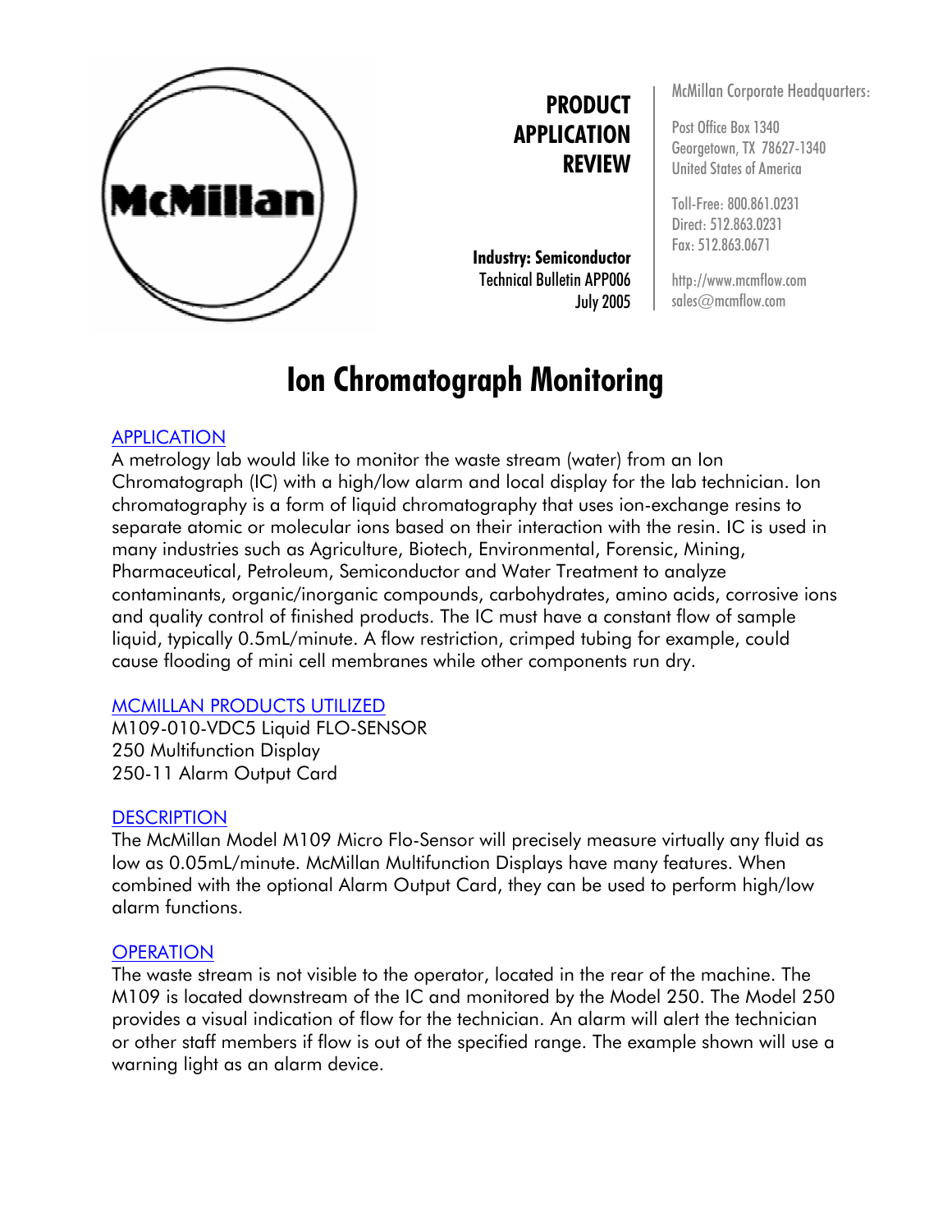McMillan

**PRODUCT APPLICATION REVIEW**

**Industry: Semiconductor**
Technical Bulletin APP006
July 2005

McMillan Corporate Headquarters:

Post Office Box 1340
Georgetown, TX 78627-1340
United States of America

Toll-Free: 800.861.0231
Direct: 512.863.0231
Fax: 512.863.0671

http://www.mcmflow.com
sales@mcmflow.com

# Ion Chromatograph Monitoring

## APPLICATION

A metrology lab would like to monitor the waste stream (water) from an Ion Chromatograph (IC) with a high/low alarm and local display for the lab technician. Ion chromatography is a form of liquid chromatography that uses ion-exchange resins to separate atomic or molecular ions based on their interaction with the resin. IC is used in many industries such as Agriculture, Biotech, Environmental, Forensic, Mining, Pharmaceutical, Petroleum, Semiconductor and Water Treatment to analyze contaminants, organic/inorganic compounds, carbohydrates, amino acids, corrosive ions and quality control of finished products. The IC must have a constant flow of sample liquid, typically 0.5mL/minute. A flow restriction, crimped tubing for example, could cause flooding of mini cell membranes while other components run dry.

## MCMILLAN PRODUCTS UTILIZED

M109-010-VDC5 Liquid FLO-SENSOR
250 Multifunction Display
250-11 Alarm Output Card

## DESCRIPTION

The McMillan Model M109 Micro Flo-Sensor will precisely measure virtually any fluid as low as 0.05mL/minute. McMillan Multifunction Displays have many features. When combined with the optional Alarm Output Card, they can be used to perform high/low alarm functions.

## OPERATION

The waste stream is not visible to the operator, located in the rear of the machine. The M109 is located downstream of the IC and monitored by the Model 250. The Model 250 provides a visual indication of flow for the technician. An alarm will alert the technician or other staff members if flow is out of the specified range. The example shown will use a warning light as an alarm device.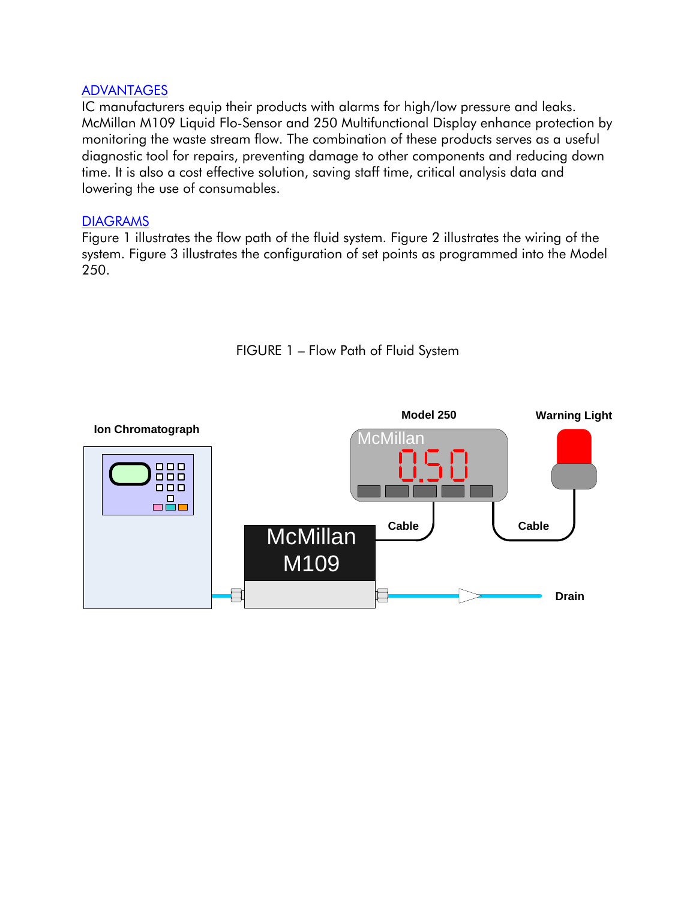## ADVANTAGES

IC manufacturers equip their products with alarms for high/low pressure and leaks. McMillan M109 Liquid Flo-Sensor and 250 Multifunctional Display enhance protection by monitoring the waste stream flow. The combination of these products serves as a useful diagnostic tool for repairs, preventing damage to other components and reducing down time. It is also a cost effective solution, saving staff time, critical analysis data and lowering the use of consumables.

## DIAGRAMS

Figure 1 illustrates the flow path of the fluid system. Figure 2 illustrates the wiring of the system. Figure 3 illustrates the configuration of set points as programmed into the Model 250.

FIGURE 1 – Flow Path of Fluid System

Ion Chromatograph

Model 250

McMillan

0.50

Warning Light

Cable

Cable

McMillan M109

Drain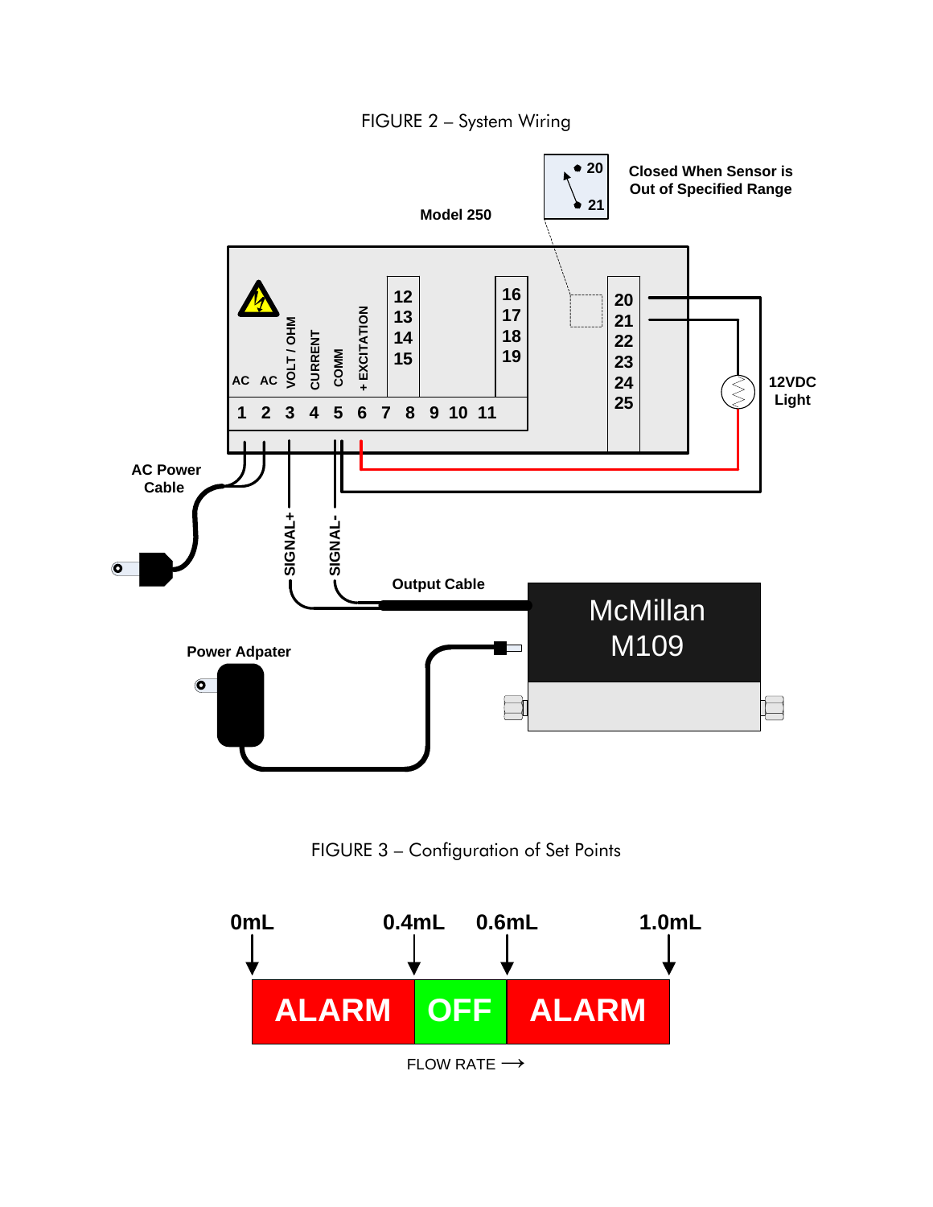FIGURE 2 – System Wiring

Model 250

20
21

Closed When Sensor is Out of Specified Range

AC AC VOLT / OHM CURRENT COMM + EXCITATION

12
13
14
15

16
17
18
19

20
21
22
23
24
25

1 2 3 4 5 6 7 8 9 10 11

12VDC Light

AC Power Cable

SIGNAL+

SIGNAL-

Output Cable

McMillan M109

Power Adpater

FIGURE 3 – Configuration of Set Points

0mL

0.4mL

0.6mL

1.0mL

ALARM OFF ALARM

FLOW RATE ⟶